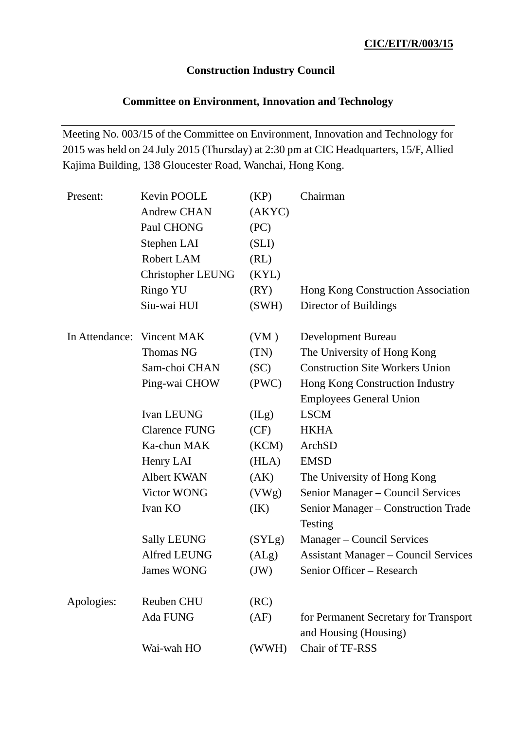**CIC/EIT/R/003/15**

**Construction Industry Council**

**Committee on Environment, Innovation and Technology**

---

Meeting No. 003/15 of the Committee on Environment, Innovation and Technology for 2015 was held on 24 July 2015 (Thursday) at 2:30 pm at CIC Headquarters, 15/F, Allied Kajima Building, 138 Gloucester Road, Wanchai, Hong Kong.

| | | | |
|---|---|---|---|
| Present: | Kevin POOLE | (KP) | Chairman |
| | Andrew CHAN | (AKYC) | |
| | Paul CHONG | (PC) | |
| | Stephen LAI | (SLI) | |
| | Robert LAM | (RL) | |
| | Christopher LEUNG | (KYL) | |
| | Ringo YU | (RY) | Hong Kong Construction Association |
| | Siu-wai HUI | (SWH) | Director of Buildings |
| In Attendance: | Vincent MAK | (VM ) | Development Bureau |
| | Thomas NG | (TN) | The University of Hong Kong |
| | Sam-choi CHAN | (SC) | Construction Site Workers Union |
| | Ping-wai CHOW | (PWC) | Hong Kong Construction Industry Employees General Union |
| | Ivan LEUNG | (ILg) | LSCM |
| | Clarence FUNG | (CF) | HKHA |
| | Ka-chun MAK | (KCM) | ArchSD |
| | Henry LAI | (HLA) | EMSD |
| | Albert KWAN | (AK) | The University of Hong Kong |
| | Victor WONG | (VWg) | Senior Manager – Council Services |
| | Ivan KO | (IK) | Senior Manager – Construction Trade Testing |
| | Sally LEUNG | (SYLg) | Manager – Council Services |
| | Alfred LEUNG | (ALg) | Assistant Manager – Council Services |
| | James WONG | (JW) | Senior Officer – Research |
| Apologies: | Reuben CHU | (RC) | |
| | Ada FUNG | (AF) | for Permanent Secretary for Transport and Housing (Housing) |
| | Wai-wah HO | (WWH) | Chair of TF-RSS |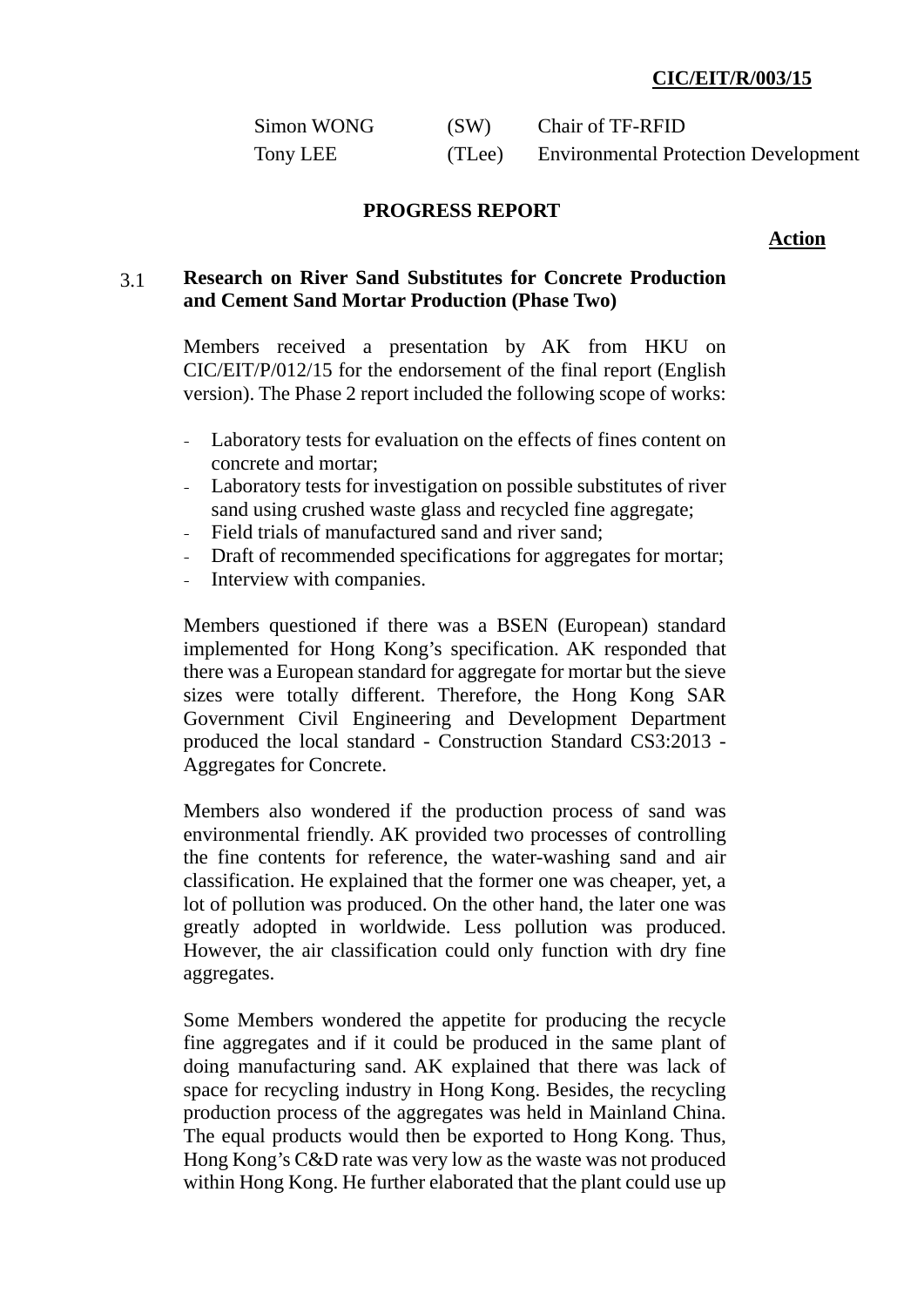Simon WONG (SW) Chair of TF-RFID

Tony LEE (TLee) Environmental Protection Development

**PROGRESS REPORT**

**Action**

3.1 **Research on River Sand Substitutes for Concrete Production and Cement Sand Mortar Production (Phase Two)**

Members received a presentation by AK from HKU on CIC/EIT/P/012/15 for the endorsement of the final report (English version). The Phase 2 report included the following scope of works:

- Laboratory tests for evaluation on the effects of fines content on concrete and mortar;
- Laboratory tests for investigation on possible substitutes of river sand using crushed waste glass and recycled fine aggregate;
- Field trials of manufactured sand and river sand;
- Draft of recommended specifications for aggregates for mortar;
- Interview with companies.

Members questioned if there was a BSEN (European) standard implemented for Hong Kong's specification. AK responded that there was a European standard for aggregate for mortar but the sieve sizes were totally different. Therefore, the Hong Kong SAR Government Civil Engineering and Development Department produced the local standard - Construction Standard CS3:2013 - Aggregates for Concrete.

Members also wondered if the production process of sand was environmental friendly. AK provided two processes of controlling the fine contents for reference, the water-washing sand and air classification. He explained that the former one was cheaper, yet, a lot of pollution was produced. On the other hand, the later one was greatly adopted in worldwide. Less pollution was produced. However, the air classification could only function with dry fine aggregates.

Some Members wondered the appetite for producing the recycle fine aggregates and if it could be produced in the same plant of doing manufacturing sand. AK explained that there was lack of space for recycling industry in Hong Kong. Besides, the recycling production process of the aggregates was held in Mainland China. The equal products would then be exported to Hong Kong. Thus, Hong Kong's C&D rate was very low as the waste was not produced within Hong Kong. He further elaborated that the plant could use up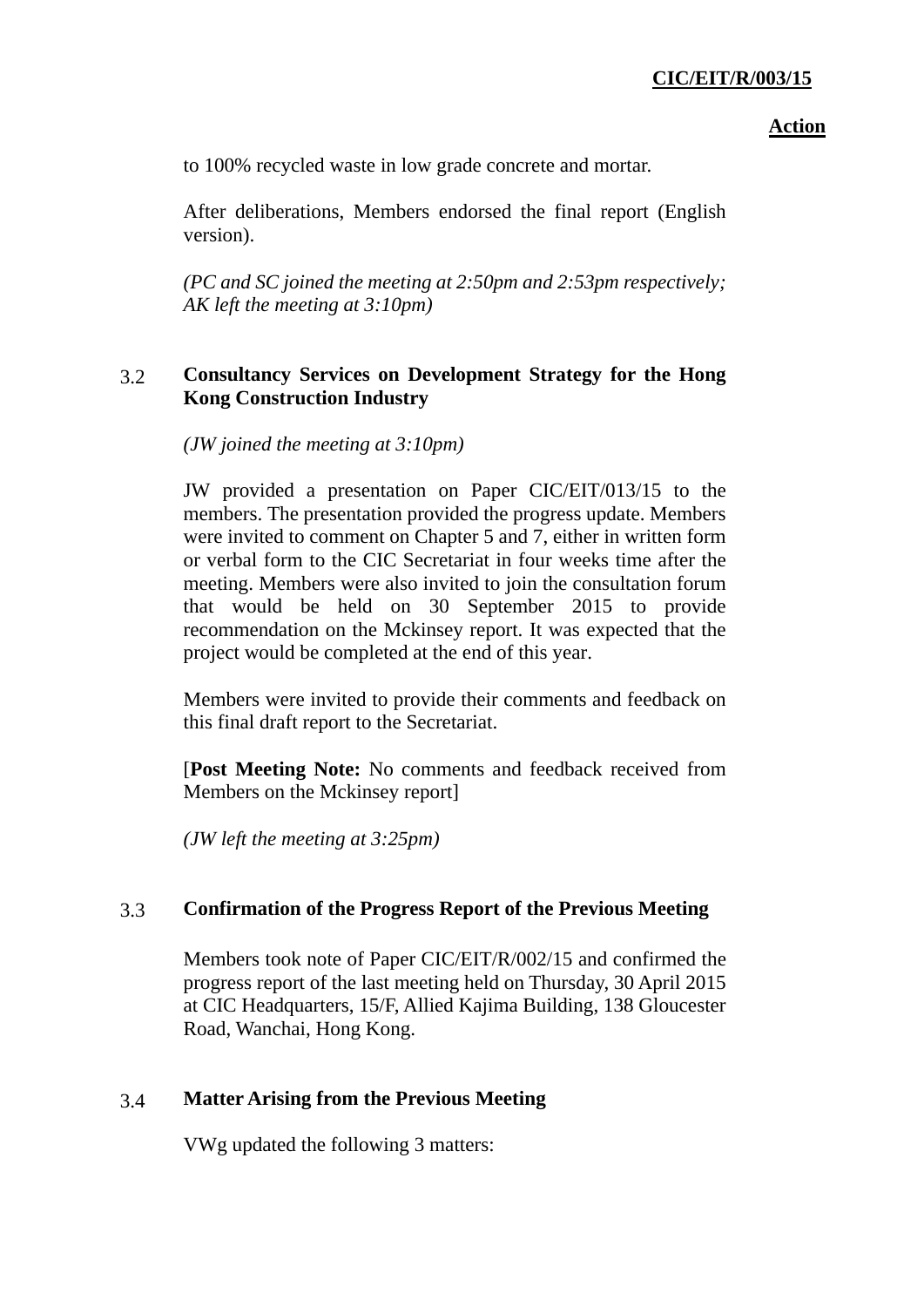to 100% recycled waste in low grade concrete and mortar.

After deliberations, Members endorsed the final report (English version).

*(PC and SC joined the meeting at 2:50pm and 2:53pm respectively; AK left the meeting at 3:10pm)*

3.2 **Consultancy Services on Development Strategy for the Hong Kong Construction Industry**

*(JW joined the meeting at 3:10pm)*

JW provided a presentation on Paper CIC/EIT/013/15 to the members. The presentation provided the progress update. Members were invited to comment on Chapter 5 and 7, either in written form or verbal form to the CIC Secretariat in four weeks time after the meeting. Members were also invited to join the consultation forum that would be held on 30 September 2015 to provide recommendation on the Mckinsey report. It was expected that the project would be completed at the end of this year.

Members were invited to provide their comments and feedback on this final draft report to the Secretariat.

[**Post Meeting Note:** No comments and feedback received from Members on the Mckinsey report]

*(JW left the meeting at 3:25pm)*

3.3 **Confirmation of the Progress Report of the Previous Meeting**

Members took note of Paper CIC/EIT/R/002/15 and confirmed the progress report of the last meeting held on Thursday, 30 April 2015 at CIC Headquarters, 15/F, Allied Kajima Building, 138 Gloucester Road, Wanchai, Hong Kong.

3.4 **Matter Arising from the Previous Meeting**

VWg updated the following 3 matters: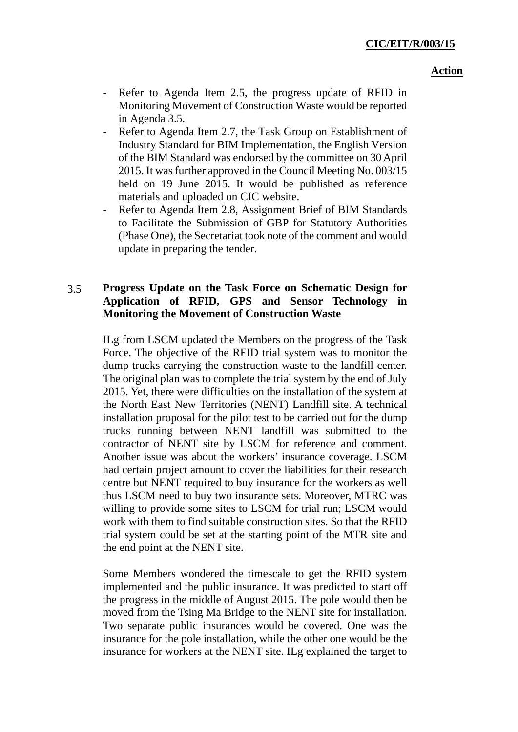**Action**

- Refer to Agenda Item 2.5, the progress update of RFID in Monitoring Movement of Construction Waste would be reported in Agenda 3.5.
- Refer to Agenda Item 2.7, the Task Group on Establishment of Industry Standard for BIM Implementation, the English Version of the BIM Standard was endorsed by the committee on 30 April 2015. It was further approved in the Council Meeting No. 003/15 held on 19 June 2015. It would be published as reference materials and uploaded on CIC website.
- Refer to Agenda Item 2.8, Assignment Brief of BIM Standards to Facilitate the Submission of GBP for Statutory Authorities (Phase One), the Secretariat took note of the comment and would update in preparing the tender.

3.5 **Progress Update on the Task Force on Schematic Design for Application of RFID, GPS and Sensor Technology in Monitoring the Movement of Construction Waste**

ILg from LSCM updated the Members on the progress of the Task Force. The objective of the RFID trial system was to monitor the dump trucks carrying the construction waste to the landfill center. The original plan was to complete the trial system by the end of July 2015. Yet, there were difficulties on the installation of the system at the North East New Territories (NENT) Landfill site. A technical installation proposal for the pilot test to be carried out for the dump trucks running between NENT landfill was submitted to the contractor of NENT site by LSCM for reference and comment. Another issue was about the workers' insurance coverage. LSCM had certain project amount to cover the liabilities for their research centre but NENT required to buy insurance for the workers as well thus LSCM need to buy two insurance sets. Moreover, MTRC was willing to provide some sites to LSCM for trial run; LSCM would work with them to find suitable construction sites. So that the RFID trial system could be set at the starting point of the MTR site and the end point at the NENT site.

Some Members wondered the timescale to get the RFID system implemented and the public insurance. It was predicted to start off the progress in the middle of August 2015. The pole would then be moved from the Tsing Ma Bridge to the NENT site for installation. Two separate public insurances would be covered. One was the insurance for the pole installation, while the other one would be the insurance for workers at the NENT site. ILg explained the target to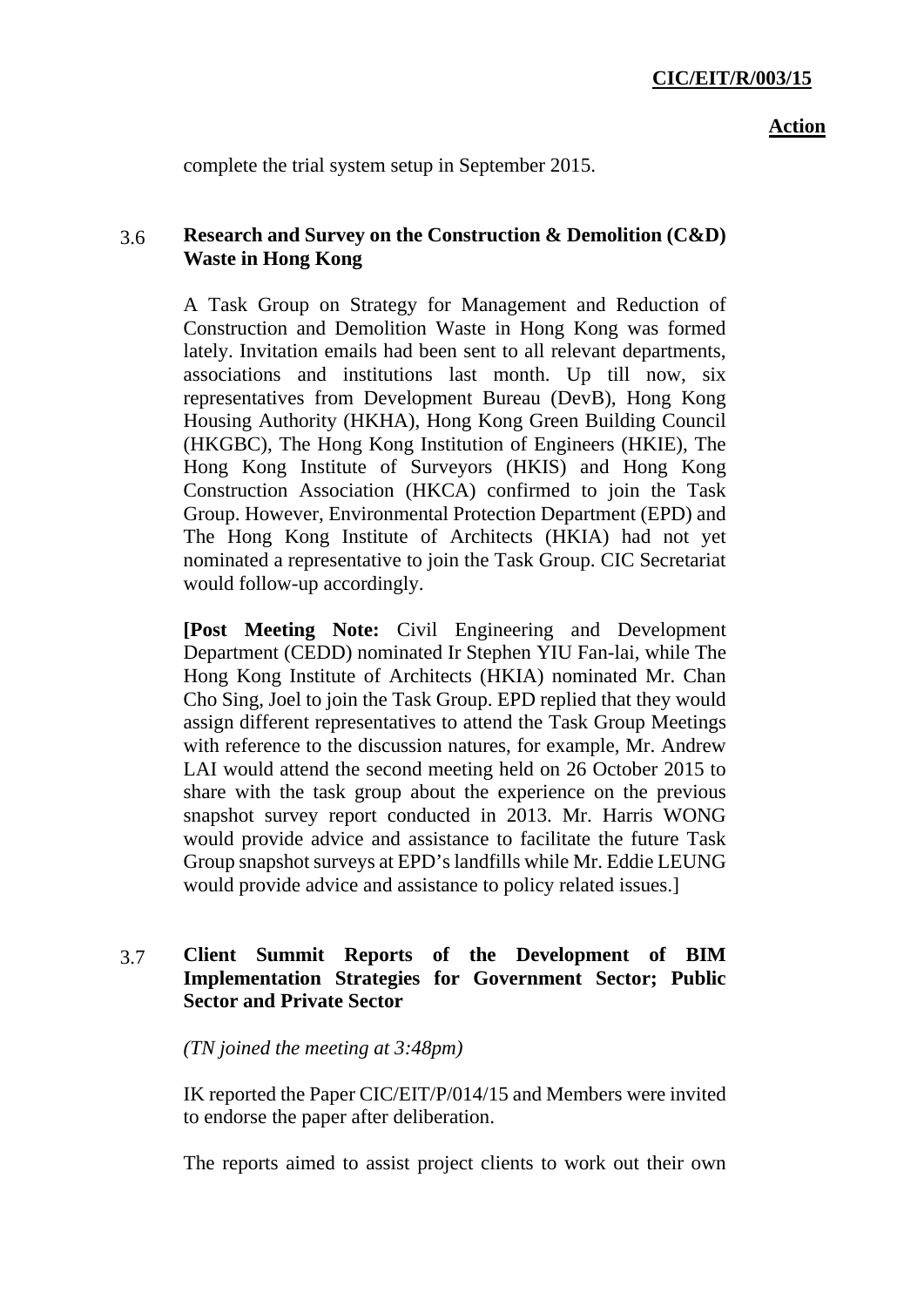**Action**

complete the trial system setup in September 2015.

3.6 **Research and Survey on the Construction & Demolition (C&D) Waste in Hong Kong**

A Task Group on Strategy for Management and Reduction of Construction and Demolition Waste in Hong Kong was formed lately. Invitation emails had been sent to all relevant departments, associations and institutions last month. Up till now, six representatives from Development Bureau (DevB), Hong Kong Housing Authority (HKHA), Hong Kong Green Building Council (HKGBC), The Hong Kong Institution of Engineers (HKIE), The Hong Kong Institute of Surveyors (HKIS) and Hong Kong Construction Association (HKCA) confirmed to join the Task Group. However, Environmental Protection Department (EPD) and The Hong Kong Institute of Architects (HKIA) had not yet nominated a representative to join the Task Group. CIC Secretariat would follow-up accordingly.

**[Post Meeting Note:** Civil Engineering and Development Department (CEDD) nominated Ir Stephen YIU Fan-lai, while The Hong Kong Institute of Architects (HKIA) nominated Mr. Chan Cho Sing, Joel to join the Task Group. EPD replied that they would assign different representatives to attend the Task Group Meetings with reference to the discussion natures, for example, Mr. Andrew LAI would attend the second meeting held on 26 October 2015 to share with the task group about the experience on the previous snapshot survey report conducted in 2013. Mr. Harris WONG would provide advice and assistance to facilitate the future Task Group snapshot surveys at EPD's landfills while Mr. Eddie LEUNG would provide advice and assistance to policy related issues.]

3.7 **Client Summit Reports of the Development of BIM Implementation Strategies for Government Sector; Public Sector and Private Sector**

*(TN joined the meeting at 3:48pm)*

IK reported the Paper CIC/EIT/P/014/15 and Members were invited to endorse the paper after deliberation.

The reports aimed to assist project clients to work out their own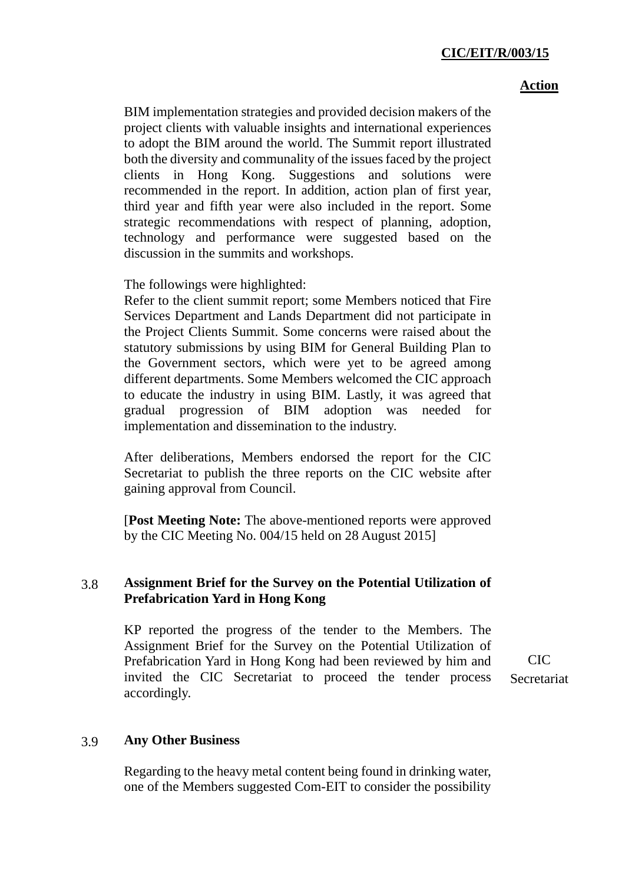**Action**

BIM implementation strategies and provided decision makers of the project clients with valuable insights and international experiences to adopt the BIM around the world. The Summit report illustrated both the diversity and communality of the issues faced by the project clients in Hong Kong. Suggestions and solutions were recommended in the report. In addition, action plan of first year, third year and fifth year were also included in the report. Some strategic recommendations with respect of planning, adoption, technology and performance were suggested based on the discussion in the summits and workshops.

The followings were highlighted:
Refer to the client summit report; some Members noticed that Fire Services Department and Lands Department did not participate in the Project Clients Summit. Some concerns were raised about the statutory submissions by using BIM for General Building Plan to the Government sectors, which were yet to be agreed among different departments. Some Members welcomed the CIC approach to educate the industry in using BIM. Lastly, it was agreed that gradual progression of BIM adoption was needed for implementation and dissemination to the industry.

After deliberations, Members endorsed the report for the CIC Secretariat to publish the three reports on the CIC website after gaining approval from Council.

[**Post Meeting Note:** The above-mentioned reports were approved by the CIC Meeting No. 004/15 held on 28 August 2015]

3.8 **Assignment Brief for the Survey on the Potential Utilization of Prefabrication Yard in Hong Kong**

KP reported the progress of the tender to the Members. The Assignment Brief for the Survey on the Potential Utilization of Prefabrication Yard in Hong Kong had been reviewed by him and invited the CIC Secretariat to proceed the tender process accordingly. — *CIC Secretariat*

3.9 **Any Other Business**

Regarding to the heavy metal content being found in drinking water, one of the Members suggested Com-EIT to consider the possibility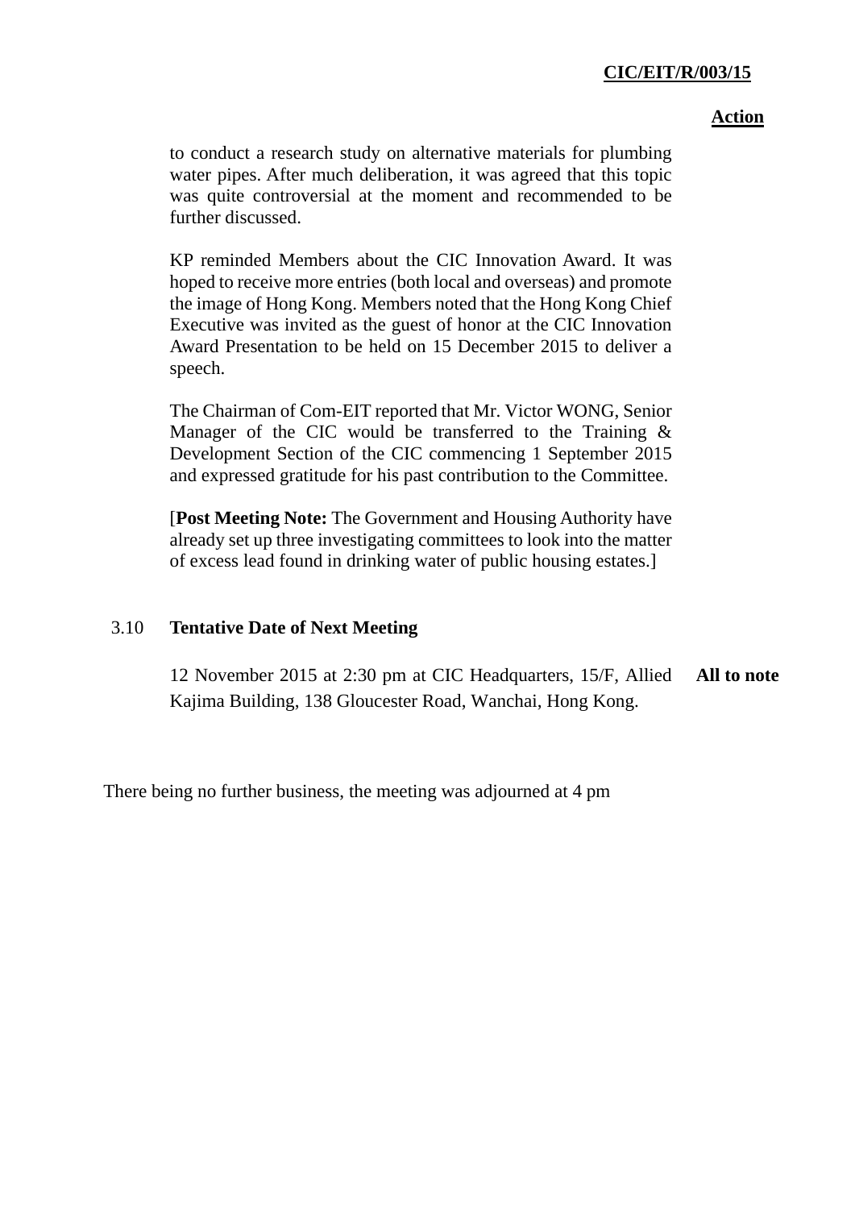**Action**

to conduct a research study on alternative materials for plumbing water pipes. After much deliberation, it was agreed that this topic was quite controversial at the moment and recommended to be further discussed.

KP reminded Members about the CIC Innovation Award. It was hoped to receive more entries (both local and overseas) and promote the image of Hong Kong. Members noted that the Hong Kong Chief Executive was invited as the guest of honor at the CIC Innovation Award Presentation to be held on 15 December 2015 to deliver a speech.

The Chairman of Com-EIT reported that Mr. Victor WONG, Senior Manager of the CIC would be transferred to the Training & Development Section of the CIC commencing 1 September 2015 and expressed gratitude for his past contribution to the Committee.

[**Post Meeting Note:** The Government and Housing Authority have already set up three investigating committees to look into the matter of excess lead found in drinking water of public housing estates.]

3.10 **Tentative Date of Next Meeting**

12 November 2015 at 2:30 pm at CIC Headquarters, 15/F, Allied Kajima Building, 138 Gloucester Road, Wanchai, Hong Kong. — **All to note**

There being no further business, the meeting was adjourned at 4 pm